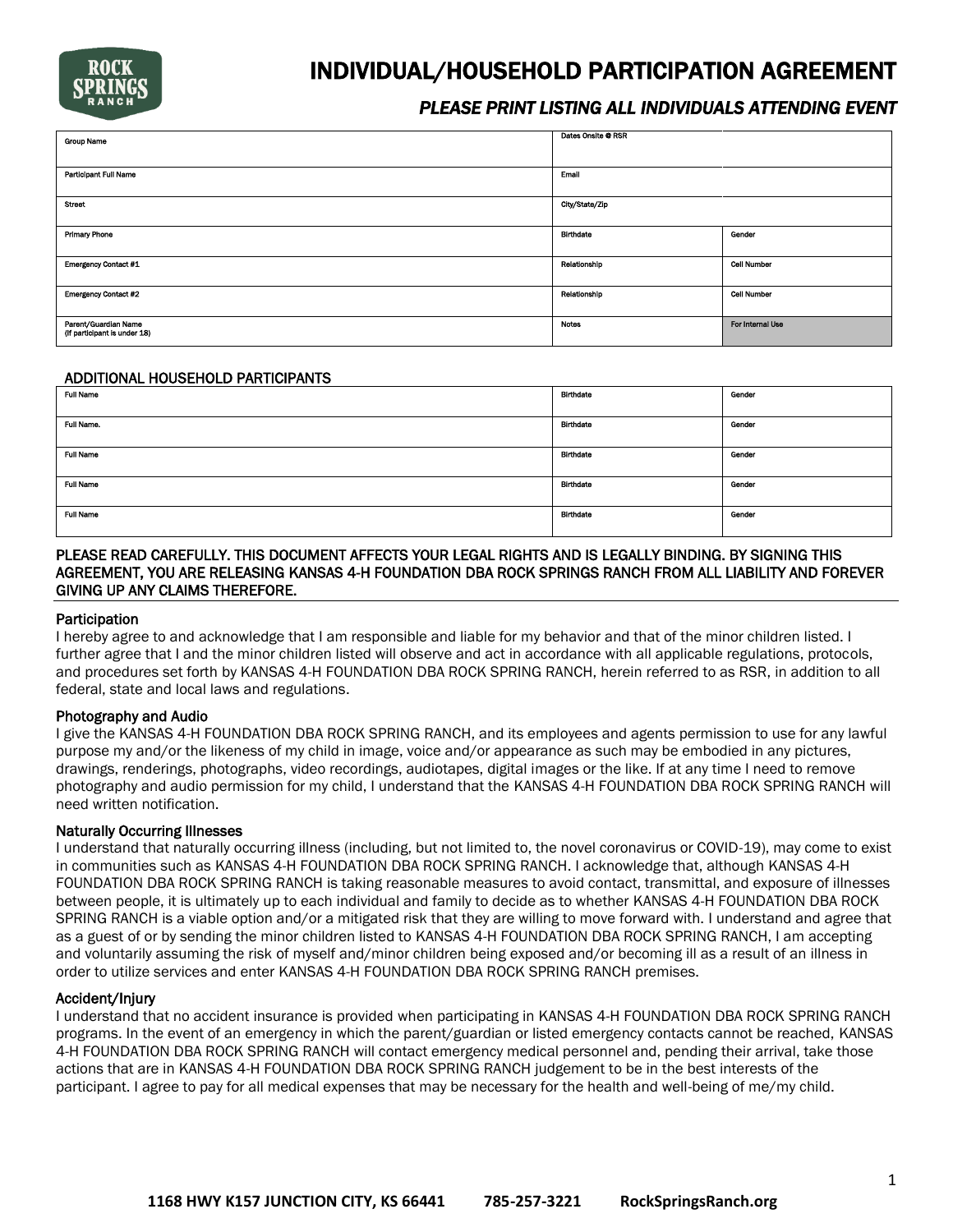# INDIVIDUAL/HOUSEHOLD PARTICIPATION AGREEMENT

***PLEASE PRINT LISTING ALL INDIVIDUALS ATTENDING EVENT***

| Group Name | Dates Onsite @ RSR | |
|---|---|---|
| Participant Full Name | Email | |
| Street | City/State/Zip | |
| Primary Phone | Birthdate | Gender |
| Emergency Contact #1 | Relationship | Cell Number |
| Emergency Contact #2 | Relationship | Cell Number |
| Parent/Guardian Name (If participant is under 18) | Notes | For Internal Use |

ADDITIONAL HOUSEHOLD PARTICIPANTS

| Full Name | Birthdate | Gender |
|---|---|---|
| Full Name. | Birthdate | Gender |
| Full Name | Birthdate | Gender |
| Full Name | Birthdate | Gender |
| Full Name | Birthdate | Gender |

PLEASE READ CAREFULLY. THIS DOCUMENT AFFECTS YOUR LEGAL RIGHTS AND IS LEGALLY BINDING. BY SIGNING THIS AGREEMENT, YOU ARE RELEASING KANSAS 4-H FOUNDATION DBA ROCK SPRINGS RANCH FROM ALL LIABILITY AND FOREVER GIVING UP ANY CLAIMS THEREFORE.

### Participation

I hereby agree to and acknowledge that I am responsible and liable for my behavior and that of the minor children listed. I further agree that I and the minor children listed will observe and act in accordance with all applicable regulations, protocols, and procedures set forth by KANSAS 4-H FOUNDATION DBA ROCK SPRING RANCH, herein referred to as RSR, in addition to all federal, state and local laws and regulations.

### Photography and Audio

I give the KANSAS 4-H FOUNDATION DBA ROCK SPRING RANCH, and its employees and agents permission to use for any lawful purpose my and/or the likeness of my child in image, voice and/or appearance as such may be embodied in any pictures, drawings, renderings, photographs, video recordings, audiotapes, digital images or the like. If at any time I need to remove photography and audio permission for my child, I understand that the KANSAS 4-H FOUNDATION DBA ROCK SPRING RANCH will need written notification.

### Naturally Occurring Illnesses

I understand that naturally occurring illness (including, but not limited to, the novel coronavirus or COVID-19), may come to exist in communities such as KANSAS 4-H FOUNDATION DBA ROCK SPRING RANCH. I acknowledge that, although KANSAS 4-H FOUNDATION DBA ROCK SPRING RANCH is taking reasonable measures to avoid contact, transmittal, and exposure of illnesses between people, it is ultimately up to each individual and family to decide as to whether KANSAS 4-H FOUNDATION DBA ROCK SPRING RANCH is a viable option and/or a mitigated risk that they are willing to move forward with. I understand and agree that as a guest of or by sending the minor children listed to KANSAS 4-H FOUNDATION DBA ROCK SPRING RANCH, I am accepting and voluntarily assuming the risk of myself and/minor children being exposed and/or becoming ill as a result of an illness in order to utilize services and enter KANSAS 4-H FOUNDATION DBA ROCK SPRING RANCH premises.

### Accident/Injury

I understand that no accident insurance is provided when participating in KANSAS 4-H FOUNDATION DBA ROCK SPRING RANCH programs. In the event of an emergency in which the parent/guardian or listed emergency contacts cannot be reached, KANSAS 4-H FOUNDATION DBA ROCK SPRING RANCH will contact emergency medical personnel and, pending their arrival, take those actions that are in KANSAS 4-H FOUNDATION DBA ROCK SPRING RANCH judgement to be in the best interests of the participant. I agree to pay for all medical expenses that may be necessary for the health and well-being of me/my child.

**1168 HWY K157 JUNCTION CITY, KS 66441 785-257-3221 RockSpringsRanch.org**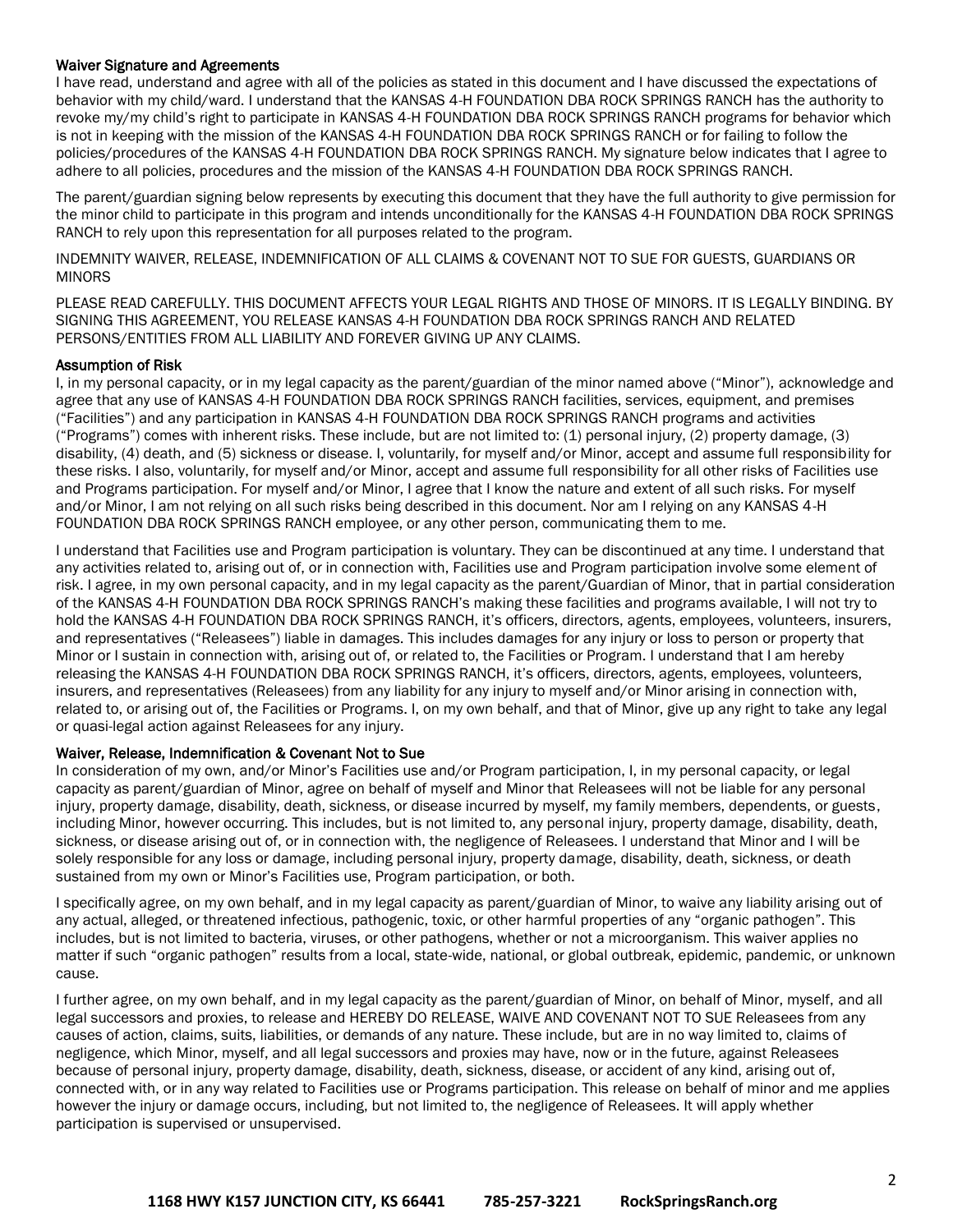### Waiver Signature and Agreements

I have read, understand and agree with all of the policies as stated in this document and I have discussed the expectations of behavior with my child/ward. I understand that the KANSAS 4-H FOUNDATION DBA ROCK SPRINGS RANCH has the authority to revoke my/my child's right to participate in KANSAS 4-H FOUNDATION DBA ROCK SPRINGS RANCH programs for behavior which is not in keeping with the mission of the KANSAS 4-H FOUNDATION DBA ROCK SPRINGS RANCH or for failing to follow the policies/procedures of the KANSAS 4-H FOUNDATION DBA ROCK SPRINGS RANCH. My signature below indicates that I agree to adhere to all policies, procedures and the mission of the KANSAS 4-H FOUNDATION DBA ROCK SPRINGS RANCH.

The parent/guardian signing below represents by executing this document that they have the full authority to give permission for the minor child to participate in this program and intends unconditionally for the KANSAS 4-H FOUNDATION DBA ROCK SPRINGS RANCH to rely upon this representation for all purposes related to the program.

INDEMNITY WAIVER, RELEASE, INDEMNIFICATION OF ALL CLAIMS & COVENANT NOT TO SUE FOR GUESTS, GUARDIANS OR MINORS

PLEASE READ CAREFULLY. THIS DOCUMENT AFFECTS YOUR LEGAL RIGHTS AND THOSE OF MINORS. IT IS LEGALLY BINDING. BY SIGNING THIS AGREEMENT, YOU RELEASE KANSAS 4-H FOUNDATION DBA ROCK SPRINGS RANCH AND RELATED PERSONS/ENTITIES FROM ALL LIABILITY AND FOREVER GIVING UP ANY CLAIMS.

### Assumption of Risk

I, in my personal capacity, or in my legal capacity as the parent/guardian of the minor named above ("Minor"), acknowledge and agree that any use of KANSAS 4-H FOUNDATION DBA ROCK SPRINGS RANCH facilities, services, equipment, and premises ("Facilities") and any participation in KANSAS 4-H FOUNDATION DBA ROCK SPRINGS RANCH programs and activities ("Programs") comes with inherent risks. These include, but are not limited to: (1) personal injury, (2) property damage, (3) disability, (4) death, and (5) sickness or disease. I, voluntarily, for myself and/or Minor, accept and assume full responsibility for these risks. I also, voluntarily, for myself and/or Minor, accept and assume full responsibility for all other risks of Facilities use and Programs participation. For myself and/or Minor, I agree that I know the nature and extent of all such risks. For myself and/or Minor, I am not relying on all such risks being described in this document. Nor am I relying on any KANSAS 4-H FOUNDATION DBA ROCK SPRINGS RANCH employee, or any other person, communicating them to me.

I understand that Facilities use and Program participation is voluntary. They can be discontinued at any time. I understand that any activities related to, arising out of, or in connection with, Facilities use and Program participation involve some element of risk. I agree, in my own personal capacity, and in my legal capacity as the parent/Guardian of Minor, that in partial consideration of the KANSAS 4-H FOUNDATION DBA ROCK SPRINGS RANCH's making these facilities and programs available, I will not try to hold the KANSAS 4-H FOUNDATION DBA ROCK SPRINGS RANCH, it's officers, directors, agents, employees, volunteers, insurers, and representatives ("Releasees") liable in damages. This includes damages for any injury or loss to person or property that Minor or I sustain in connection with, arising out of, or related to, the Facilities or Program. I understand that I am hereby releasing the KANSAS 4-H FOUNDATION DBA ROCK SPRINGS RANCH, it's officers, directors, agents, employees, volunteers, insurers, and representatives (Releasees) from any liability for any injury to myself and/or Minor arising in connection with, related to, or arising out of, the Facilities or Programs. I, on my own behalf, and that of Minor, give up any right to take any legal or quasi-legal action against Releasees for any injury.

### Waiver, Release, Indemnification & Covenant Not to Sue

In consideration of my own, and/or Minor's Facilities use and/or Program participation, I, in my personal capacity, or legal capacity as parent/guardian of Minor, agree on behalf of myself and Minor that Releasees will not be liable for any personal injury, property damage, disability, death, sickness, or disease incurred by myself, my family members, dependents, or guests, including Minor, however occurring. This includes, but is not limited to, any personal injury, property damage, disability, death, sickness, or disease arising out of, or in connection with, the negligence of Releasees. I understand that Minor and I will be solely responsible for any loss or damage, including personal injury, property damage, disability, death, sickness, or death sustained from my own or Minor's Facilities use, Program participation, or both.

I specifically agree, on my own behalf, and in my legal capacity as parent/guardian of Minor, to waive any liability arising out of any actual, alleged, or threatened infectious, pathogenic, toxic, or other harmful properties of any "organic pathogen". This includes, but is not limited to bacteria, viruses, or other pathogens, whether or not a microorganism. This waiver applies no matter if such "organic pathogen" results from a local, state-wide, national, or global outbreak, epidemic, pandemic, or unknown cause.

I further agree, on my own behalf, and in my legal capacity as the parent/guardian of Minor, on behalf of Minor, myself, and all legal successors and proxies, to release and HEREBY DO RELEASE, WAIVE AND COVENANT NOT TO SUE Releasees from any causes of action, claims, suits, liabilities, or demands of any nature. These include, but are in no way limited to, claims of negligence, which Minor, myself, and all legal successors and proxies may have, now or in the future, against Releasees because of personal injury, property damage, disability, death, sickness, disease, or accident of any kind, arising out of, connected with, or in any way related to Facilities use or Programs participation. This release on behalf of minor and me applies however the injury or damage occurs, including, but not limited to, the negligence of Releasees. It will apply whether participation is supervised or unsupervised.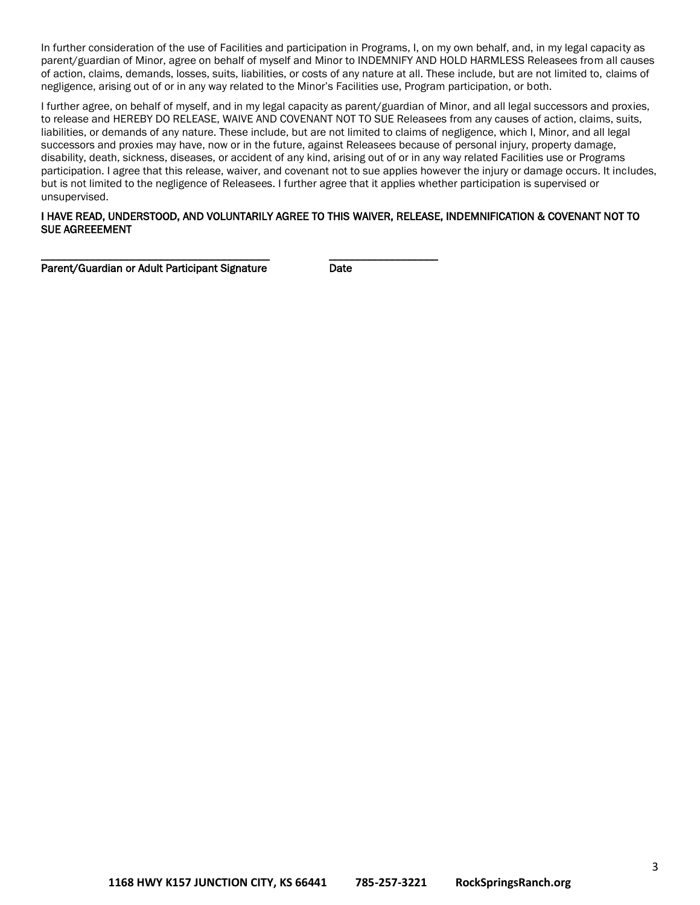In further consideration of the use of Facilities and participation in Programs, I, on my own behalf, and, in my legal capacity as parent/guardian of Minor, agree on behalf of myself and Minor to INDEMNIFY AND HOLD HARMLESS Releasees from all causes of action, claims, demands, losses, suits, liabilities, or costs of any nature at all. These include, but are not limited to, claims of negligence, arising out of or in any way related to the Minor's Facilities use, Program participation, or both.

I further agree, on behalf of myself, and in my legal capacity as parent/guardian of Minor, and all legal successors and proxies, to release and HEREBY DO RELEASE, WAIVE AND COVENANT NOT TO SUE Releasees from any causes of action, claims, suits, liabilities, or demands of any nature. These include, but are not limited to claims of negligence, which I, Minor, and all legal successors and proxies may have, now or in the future, against Releasees because of personal injury, property damage, disability, death, sickness, diseases, or accident of any kind, arising out of or in any way related Facilities use or Programs participation. I agree that this release, waiver, and covenant not to sue applies however the injury or damage occurs. It includes, but is not limited to the negligence of Releasees. I further agree that it applies whether participation is supervised or unsupervised.

I HAVE READ, UNDERSTOOD, AND VOLUNTARILY AGREE TO THIS WAIVER, RELEASE, INDEMNIFICATION & COVENANT NOT TO SUE AGREEEMENT

_______________________________________ ___________________

Parent/Guardian or Adult Participant Signature Date

**1168 HWY K157 JUNCTION CITY, KS 66441 785-257-3221 RockSpringsRanch.org**